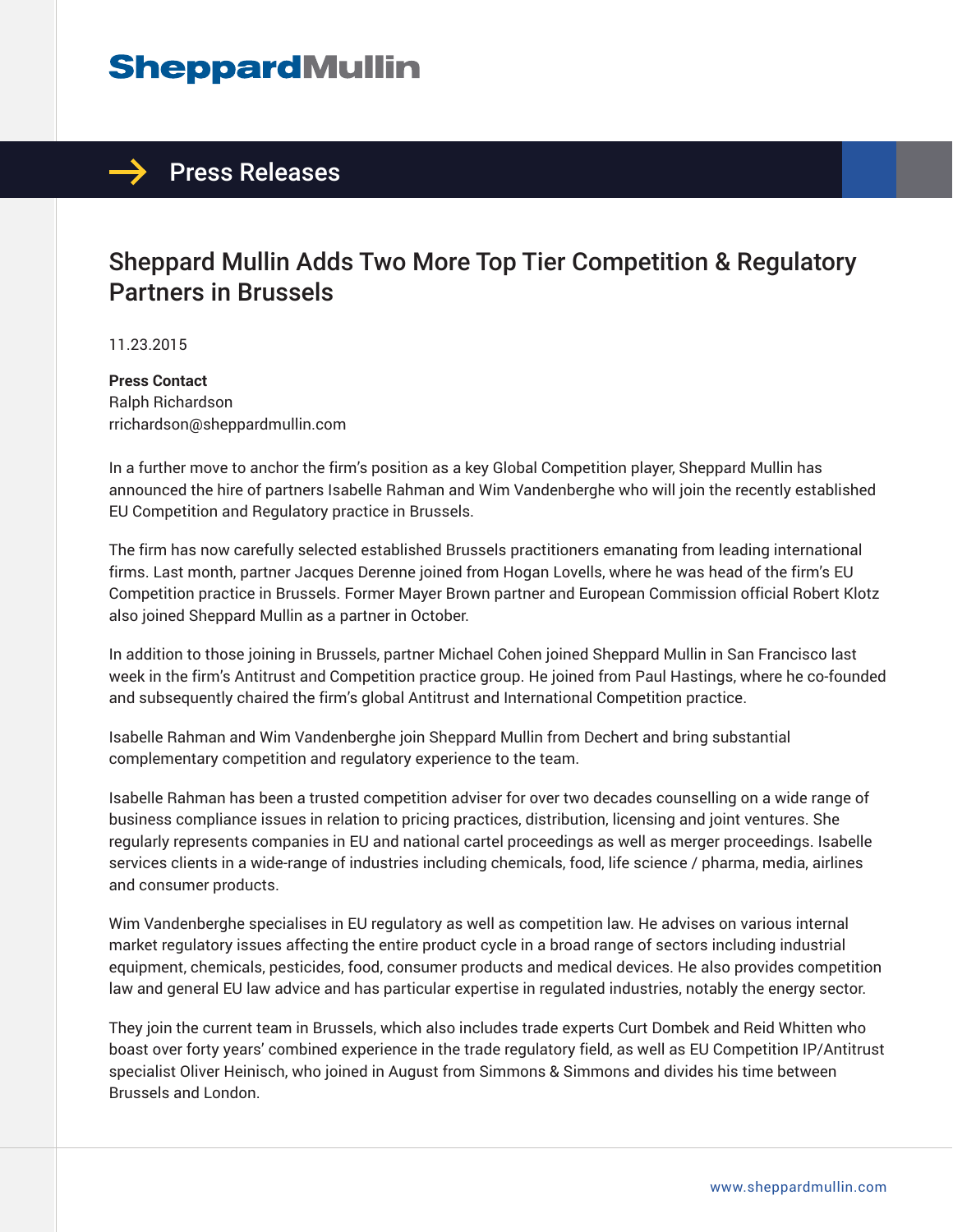# Sheppard Mullin

## Press Releases

# Sheppard Mullin Adds Two More Top Tier Competition & Regulatory Partners in Brussels

11.23.2015

**Press Contact**
Ralph Richardson
rrichardson@sheppardmullin.com

In a further move to anchor the firm's position as a key Global Competition player, Sheppard Mullin has announced the hire of partners Isabelle Rahman and Wim Vandenberghe who will join the recently established EU Competition and Regulatory practice in Brussels.

The firm has now carefully selected established Brussels practitioners emanating from leading international firms. Last month, partner Jacques Derenne joined from Hogan Lovells, where he was head of the firm's EU Competition practice in Brussels. Former Mayer Brown partner and European Commission official Robert Klotz also joined Sheppard Mullin as a partner in October.

In addition to those joining in Brussels, partner Michael Cohen joined Sheppard Mullin in San Francisco last week in the firm's Antitrust and Competition practice group. He joined from Paul Hastings, where he co-founded and subsequently chaired the firm's global Antitrust and International Competition practice.

Isabelle Rahman and Wim Vandenberghe join Sheppard Mullin from Dechert and bring substantial complementary competition and regulatory experience to the team.

Isabelle Rahman has been a trusted competition adviser for over two decades counselling on a wide range of business compliance issues in relation to pricing practices, distribution, licensing and joint ventures. She regularly represents companies in EU and national cartel proceedings as well as merger proceedings. Isabelle services clients in a wide-range of industries including chemicals, food, life science / pharma, media, airlines and consumer products.

Wim Vandenberghe specialises in EU regulatory as well as competition law. He advises on various internal market regulatory issues affecting the entire product cycle in a broad range of sectors including industrial equipment, chemicals, pesticides, food, consumer products and medical devices. He also provides competition law and general EU law advice and has particular expertise in regulated industries, notably the energy sector.

They join the current team in Brussels, which also includes trade experts Curt Dombek and Reid Whitten who boast over forty years' combined experience in the trade regulatory field, as well as EU Competition IP/Antitrust specialist Oliver Heinisch, who joined in August from Simmons & Simmons and divides his time between Brussels and London.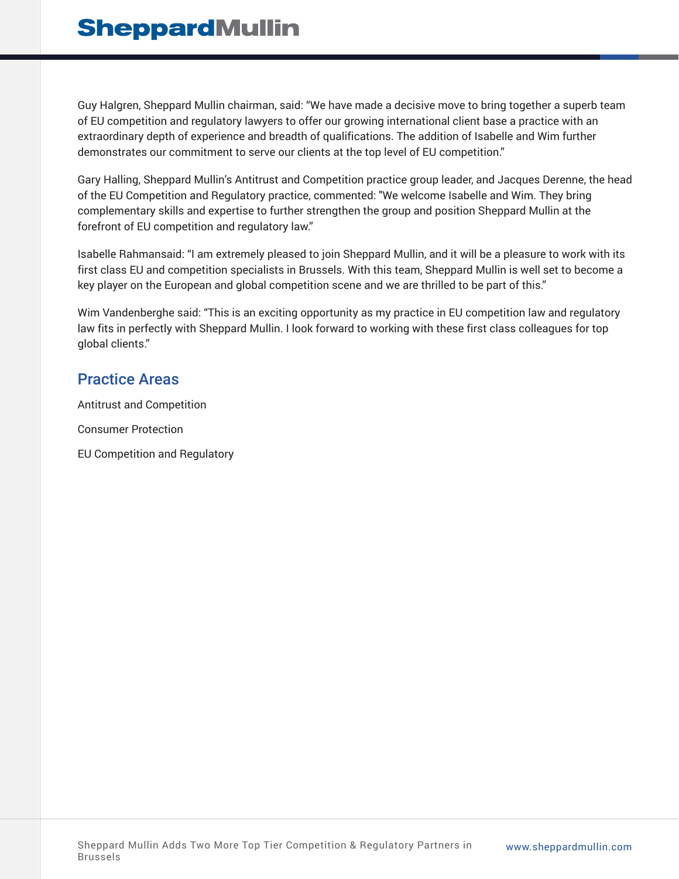Guy Halgren, Sheppard Mullin chairman, said: “We have made a decisive move to bring together a superb team of EU competition and regulatory lawyers to offer our growing international client base a practice with an extraordinary depth of experience and breadth of qualifications. The addition of Isabelle and Wim further demonstrates our commitment to serve our clients at the top level of EU competition.”

Gary Halling, Sheppard Mullin’s Antitrust and Competition practice group leader, and Jacques Derenne, the head of the EU Competition and Regulatory practice, commented: "We welcome Isabelle and Wim. They bring complementary skills and expertise to further strengthen the group and position Sheppard Mullin at the forefront of EU competition and regulatory law.”

Isabelle Rahmansaid: “I am extremely pleased to join Sheppard Mullin, and it will be a pleasure to work with its first class EU and competition specialists in Brussels. With this team, Sheppard Mullin is well set to become a key player on the European and global competition scene and we are thrilled to be part of this.”

Wim Vandenberghe said: “This is an exciting opportunity as my practice in EU competition law and regulatory law fits in perfectly with Sheppard Mullin. I look forward to working with these first class colleagues for top global clients.”

## Practice Areas

Antitrust and Competition

Consumer Protection

EU Competition and Regulatory